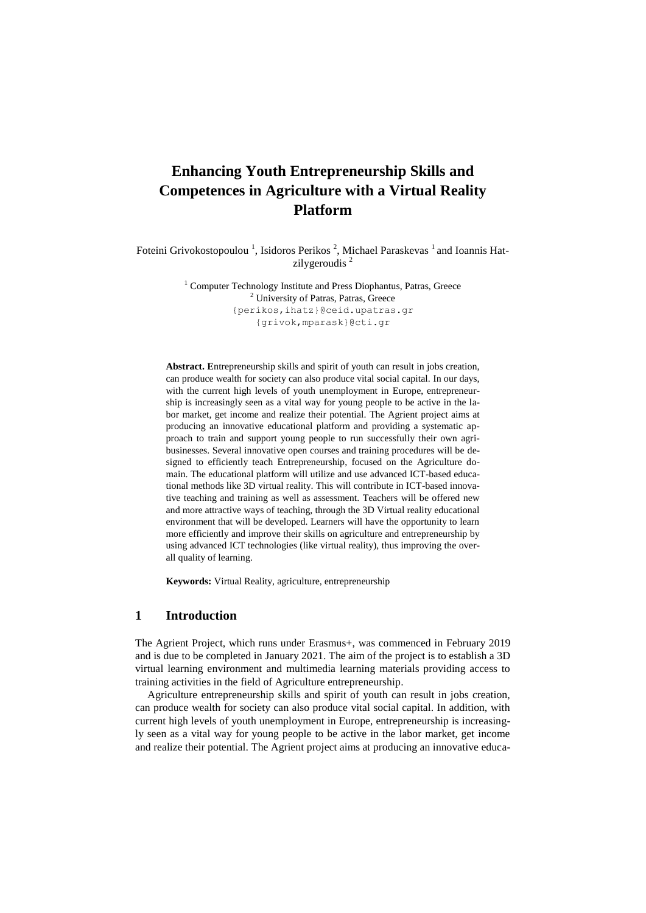# Enhancing Youth Entrepreneurship Skills and Competences in Agriculture with a Virtual Reality Platform

Foteini Grivokostopoulou [1], Isidoros Perikos [2], Michael Paraskevas [1] and Ioannis Hatzilygeroudis [2]

[1] Computer Technology Institute and Press Diophantus, Patras, Greece
[2] University of Patras, Patras, Greece
{perikos,ihatz}@ceid.upatras.gr
{grivok,mparask}@cti.gr

**Abstract.** Entrepreneurship skills and spirit of youth can result in jobs creation, can produce wealth for society can also produce vital social capital. In our days, with the current high levels of youth unemployment in Europe, entrepreneurship is increasingly seen as a vital way for young people to be active in the labor market, get income and realize their potential. The Agrient project aims at producing an innovative educational platform and providing a systematic approach to train and support young people to run successfully their own agribusinesses. Several innovative open courses and training procedures will be designed to efficiently teach Entrepreneurship, focused on the Agriculture domain. The educational platform will utilize and use advanced ICT-based educational methods like 3D virtual reality. This will contribute in ICT-based innovative teaching and training as well as assessment. Teachers will be offered new and more attractive ways of teaching, through the 3D Virtual reality educational environment that will be developed. Learners will have the opportunity to learn more efficiently and improve their skills on agriculture and entrepreneurship by using advanced ICT technologies (like virtual reality), thus improving the overall quality of learning.

**Keywords:** Virtual Reality, agriculture, entrepreneurship

## 1 Introduction

The Agrient Project, which runs under Erasmus+, was commenced in February 2019 and is due to be completed in January 2021. The aim of the project is to establish a 3D virtual learning environment and multimedia learning materials providing access to training activities in the field of Agriculture entrepreneurship.

Agriculture entrepreneurship skills and spirit of youth can result in jobs creation, can produce wealth for society can also produce vital social capital. In addition, with current high levels of youth unemployment in Europe, entrepreneurship is increasingly seen as a vital way for young people to be active in the labor market, get income and realize their potential. The Agrient project aims at producing an innovative educa-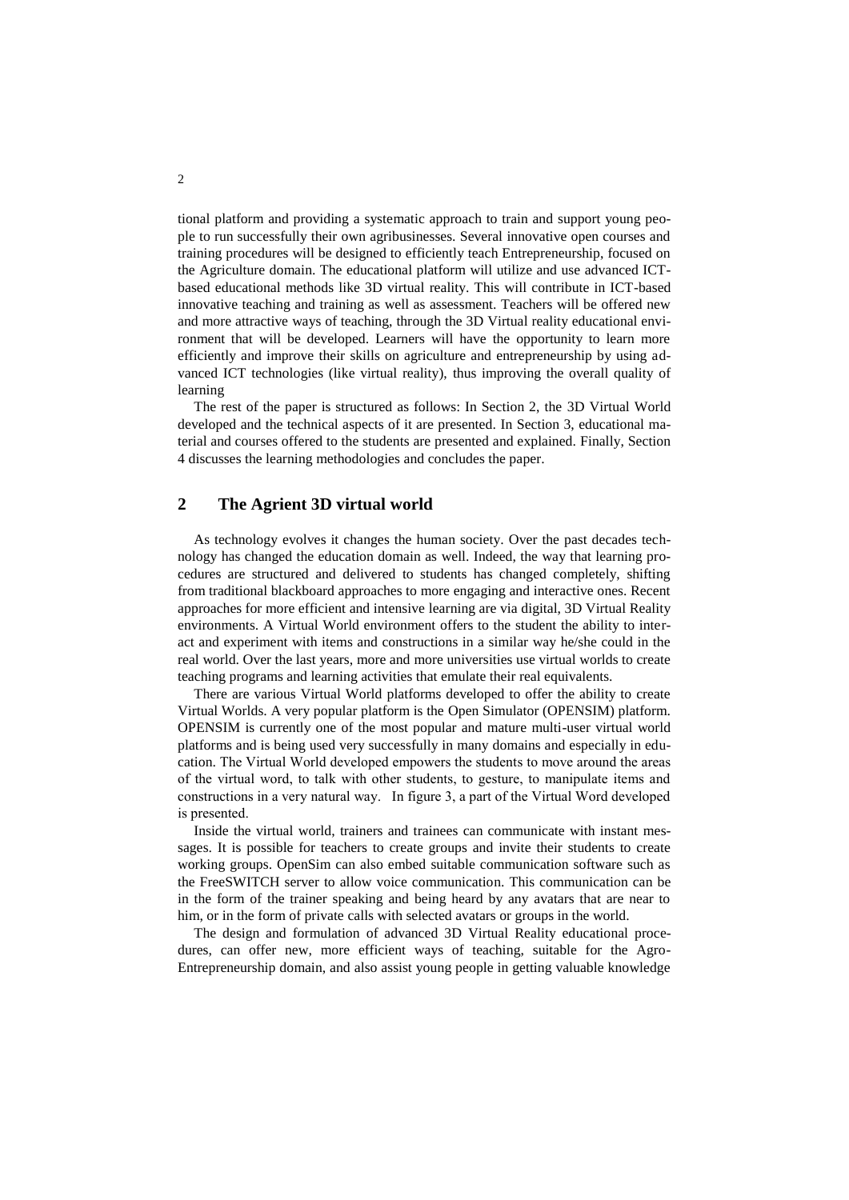tional platform and providing a systematic approach to train and support young people to run successfully their own agribusinesses. Several innovative open courses and training procedures will be designed to efficiently teach Entrepreneurship, focused on the Agriculture domain. The educational platform will utilize and use advanced ICT-based educational methods like 3D virtual reality. This will contribute in ICT-based innovative teaching and training as well as assessment. Teachers will be offered new and more attractive ways of teaching, through the 3D Virtual reality educational environment that will be developed. Learners will have the opportunity to learn more efficiently and improve their skills on agriculture and entrepreneurship by using advanced ICT technologies (like virtual reality), thus improving the overall quality of learning

The rest of the paper is structured as follows: In Section 2, the 3D Virtual World developed and the technical aspects of it are presented. In Section 3, educational material and courses offered to the students are presented and explained. Finally, Section 4 discusses the learning methodologies and concludes the paper.

## 2 The Agrient 3D virtual world

As technology evolves it changes the human society. Over the past decades technology has changed the education domain as well. Indeed, the way that learning procedures are structured and delivered to students has changed completely, shifting from traditional blackboard approaches to more engaging and interactive ones. Recent approaches for more efficient and intensive learning are via digital, 3D Virtual Reality environments. A Virtual World environment offers to the student the ability to interact and experiment with items and constructions in a similar way he/she could in the real world. Over the last years, more and more universities use virtual worlds to create teaching programs and learning activities that emulate their real equivalents.

There are various Virtual World platforms developed to offer the ability to create Virtual Worlds. A very popular platform is the Open Simulator (OPENSIM) platform. OPENSIM is currently one of the most popular and mature multi-user virtual world platforms and is being used very successfully in many domains and especially in education. The Virtual World developed empowers the students to move around the areas of the virtual word, to talk with other students, to gesture, to manipulate items and constructions in a very natural way. In figure 3, a part of the Virtual Word developed is presented.

Inside the virtual world, trainers and trainees can communicate with instant messages. It is possible for teachers to create groups and invite their students to create working groups. OpenSim can also embed suitable communication software such as the FreeSWITCH server to allow voice communication. This communication can be in the form of the trainer speaking and being heard by any avatars that are near to him, or in the form of private calls with selected avatars or groups in the world.

The design and formulation of advanced 3D Virtual Reality educational procedures, can offer new, more efficient ways of teaching, suitable for the Agro-Entrepreneurship domain, and also assist young people in getting valuable knowledge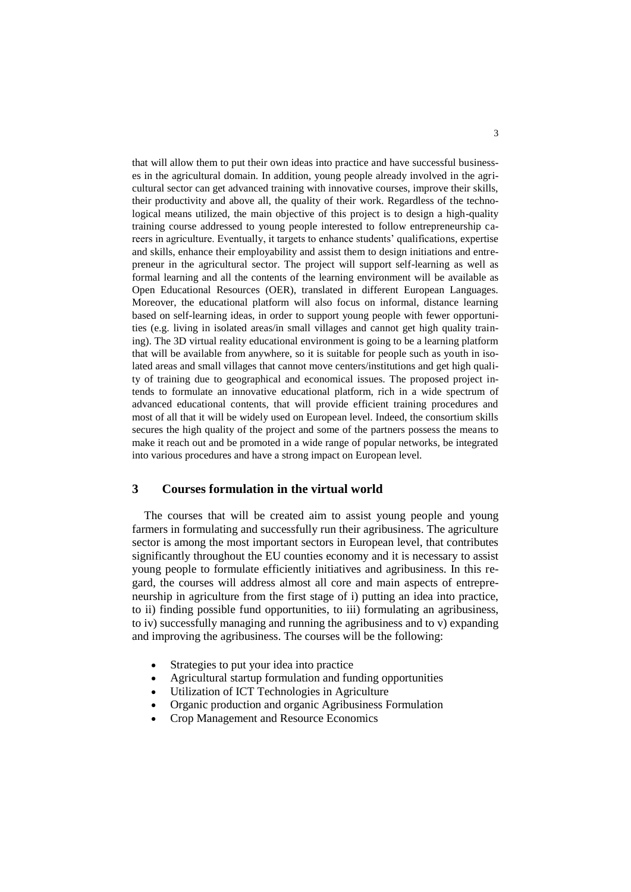that will allow them to put their own ideas into practice and have successful businesses in the agricultural domain. In addition, young people already involved in the agricultural sector can get advanced training with innovative courses, improve their skills, their productivity and above all, the quality of their work. Regardless of the technological means utilized, the main objective of this project is to design a high-quality training course addressed to young people interested to follow entrepreneurship careers in agriculture. Eventually, it targets to enhance students' qualifications, expertise and skills, enhance their employability and assist them to design initiations and entrepreneur in the agricultural sector. The project will support self-learning as well as formal learning and all the contents of the learning environment will be available as Open Educational Resources (OER), translated in different European Languages. Moreover, the educational platform will also focus on informal, distance learning based on self-learning ideas, in order to support young people with fewer opportunities (e.g. living in isolated areas/in small villages and cannot get high quality training). The 3D virtual reality educational environment is going to be a learning platform that will be available from anywhere, so it is suitable for people such as youth in isolated areas and small villages that cannot move centers/institutions and get high quality of training due to geographical and economical issues. The proposed project intends to formulate an innovative educational platform, rich in a wide spectrum of advanced educational contents, that will provide efficient training procedures and most of all that it will be widely used on European level. Indeed, the consortium skills secures the high quality of the project and some of the partners possess the means to make it reach out and be promoted in a wide range of popular networks, be integrated into various procedures and have a strong impact on European level.

## 3 Courses formulation in the virtual world

The courses that will be created aim to assist young people and young farmers in formulating and successfully run their agribusiness. The agriculture sector is among the most important sectors in European level, that contributes significantly throughout the EU counties economy and it is necessary to assist young people to formulate efficiently initiatives and agribusiness. In this regard, the courses will address almost all core and main aspects of entrepreneurship in agriculture from the first stage of i) putting an idea into practice, to ii) finding possible fund opportunities, to iii) formulating an agribusiness, to iv) successfully managing and running the agribusiness and to v) expanding and improving the agribusiness. The courses will be the following:

- Strategies to put your idea into practice
- Agricultural startup formulation and funding opportunities
- Utilization of ICT Technologies in Agriculture
- Organic production and organic Agribusiness Formulation
- Crop Management and Resource Economics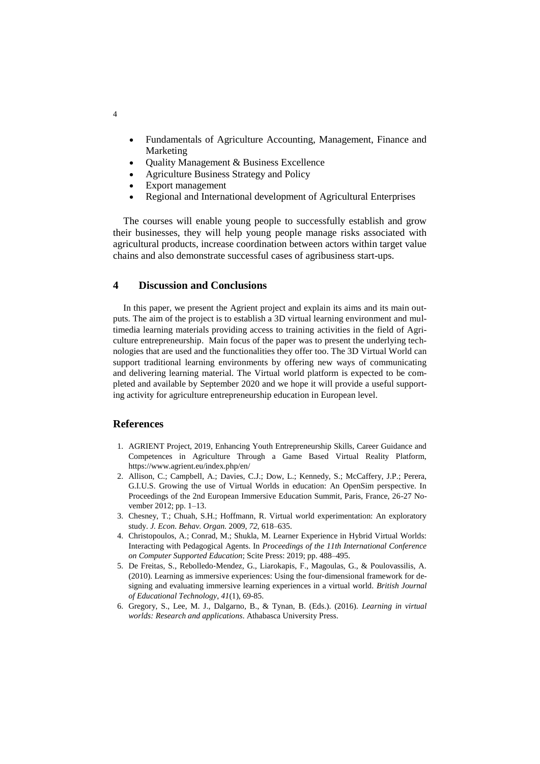- Fundamentals of Agriculture Accounting, Management, Finance and Marketing
- Quality Management & Business Excellence
- Agriculture Business Strategy and Policy
- Export management
- Regional and International development of Agricultural Enterprises

The courses will enable young people to successfully establish and grow their businesses, they will help young people manage risks associated with agricultural products, increase coordination between actors within target value chains and also demonstrate successful cases of agribusiness start-ups.

## 4 Discussion and Conclusions

In this paper, we present the Agrient project and explain its aims and its main outputs. The aim of the project is to establish a 3D virtual learning environment and multimedia learning materials providing access to training activities in the field of Agriculture entrepreneurship. Main focus of the paper was to present the underlying technologies that are used and the functionalities they offer too. The 3D Virtual World can support traditional learning environments by offering new ways of communicating and delivering learning material. The Virtual world platform is expected to be completed and available by September 2020 and we hope it will provide a useful supporting activity for agriculture entrepreneurship education in European level.

## References

1. AGRIENT Project, 2019, Enhancing Youth Entrepreneurship Skills, Career Guidance and Competences in Agriculture Through a Game Based Virtual Reality Platform, https://www.agrient.eu/index.php/en/
2. Allison, C.; Campbell, A.; Davies, C.J.; Dow, L.; Kennedy, S.; McCaffery, J.P.; Perera, G.I.U.S. Growing the use of Virtual Worlds in education: An OpenSim perspective. In Proceedings of the 2nd European Immersive Education Summit, Paris, France, 26-27 November 2012; pp. 1–13.
3. Chesney, T.; Chuah, S.H.; Hoffmann, R. Virtual world experimentation: An exploratory study. *J. Econ. Behav. Organ.* 2009, *72*, 618–635.
4. Christopoulos, A.; Conrad, M.; Shukla, M. Learner Experience in Hybrid Virtual Worlds: Interacting with Pedagogical Agents. In *Proceedings of the 11th International Conference on Computer Supported Education*; Scite Press: 2019; pp. 488–495.
5. De Freitas, S., Rebolledo‐Mendez, G., Liarokapis, F., Magoulas, G., & Poulovassilis, A. (2010). Learning as immersive experiences: Using the four‐dimensional framework for designing and evaluating immersive learning experiences in a virtual world. *British Journal of Educational Technology*, *41*(1), 69-85.
6. Gregory, S., Lee, M. J., Dalgarno, B., & Tynan, B. (Eds.). (2016). *Learning in virtual worlds: Research and applications*. Athabasca University Press.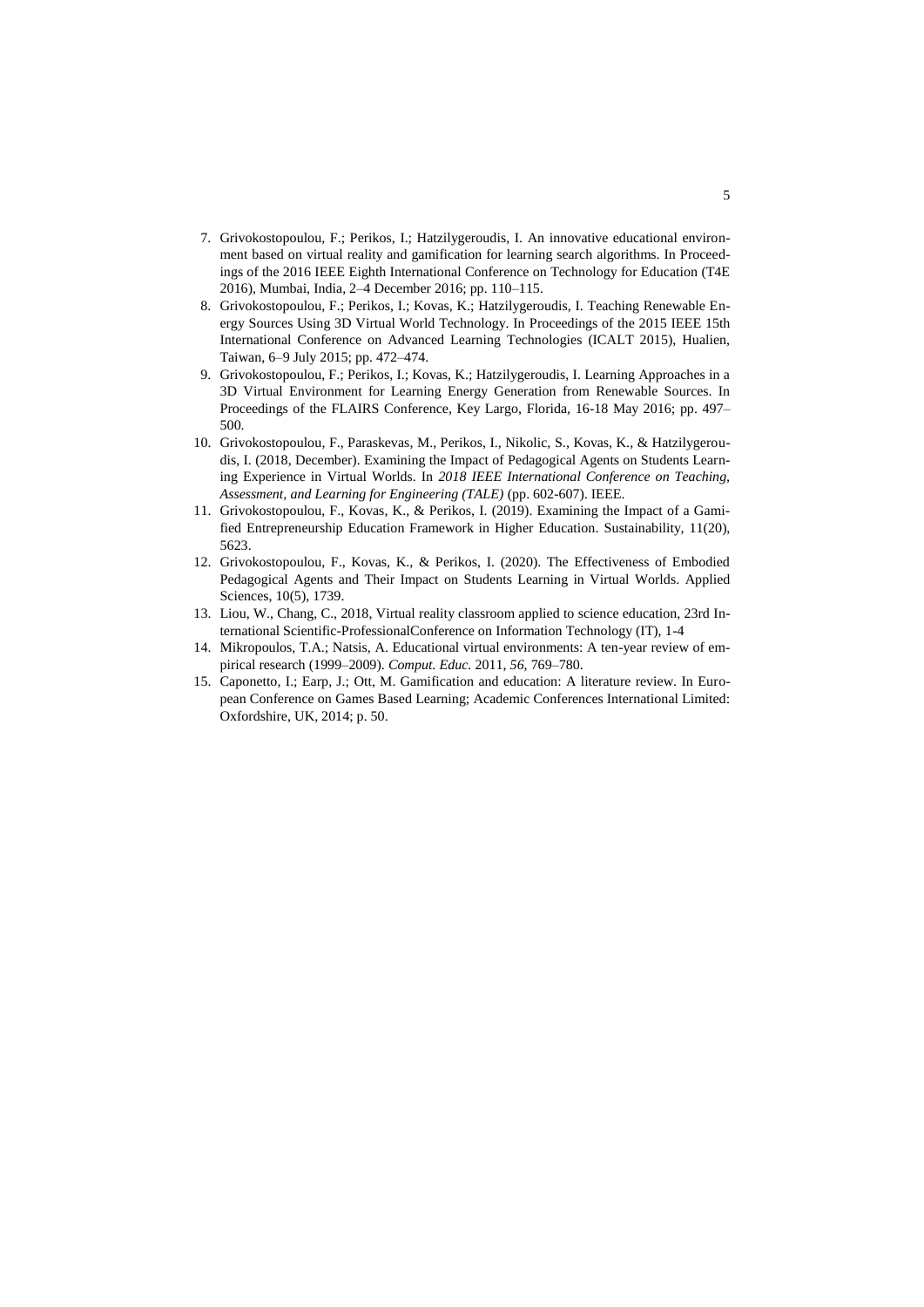7. Grivokostopoulou, F.; Perikos, I.; Hatzilygeroudis, I. An innovative educational environment based on virtual reality and gamification for learning search algorithms. In Proceedings of the 2016 IEEE Eighth International Conference on Technology for Education (T4E 2016), Mumbai, India, 2–4 December 2016; pp. 110–115.
8. Grivokostopoulou, F.; Perikos, I.; Kovas, K.; Hatzilygeroudis, I. Teaching Renewable Energy Sources Using 3D Virtual World Technology. In Proceedings of the 2015 IEEE 15th International Conference on Advanced Learning Technologies (ICALT 2015), Hualien, Taiwan, 6–9 July 2015; pp. 472–474.
9. Grivokostopoulou, F.; Perikos, I.; Kovas, K.; Hatzilygeroudis, I. Learning Approaches in a 3D Virtual Environment for Learning Energy Generation from Renewable Sources. In Proceedings of the FLAIRS Conference, Key Largo, Florida, 16-18 May 2016; pp. 497–500.
10. Grivokostopoulou, F., Paraskevas, M., Perikos, I., Nikolic, S., Kovas, K., & Hatzilygeroudis, I. (2018, December). Examining the Impact of Pedagogical Agents on Students Learning Experience in Virtual Worlds. In *2018 IEEE International Conference on Teaching, Assessment, and Learning for Engineering (TALE)* (pp. 602-607). IEEE.
11. Grivokostopoulou, F., Kovas, K., & Perikos, I. (2019). Examining the Impact of a Gamified Entrepreneurship Education Framework in Higher Education. Sustainability, 11(20), 5623.
12. Grivokostopoulou, F., Kovas, K., & Perikos, I. (2020). The Effectiveness of Embodied Pedagogical Agents and Their Impact on Students Learning in Virtual Worlds. Applied Sciences, 10(5), 1739.
13. Liou, W., Chang, C., 2018, Virtual reality classroom applied to science education, 23rd International Scientific-ProfessionalConference on Information Technology (IT), 1-4
14. Mikropoulos, T.A.; Natsis, A. Educational virtual environments: A ten-year review of empirical research (1999–2009). *Comput. Educ.* 2011, *56*, 769–780.
15. Caponetto, I.; Earp, J.; Ott, M. Gamification and education: A literature review. In European Conference on Games Based Learning; Academic Conferences International Limited: Oxfordshire, UK, 2014; p. 50.